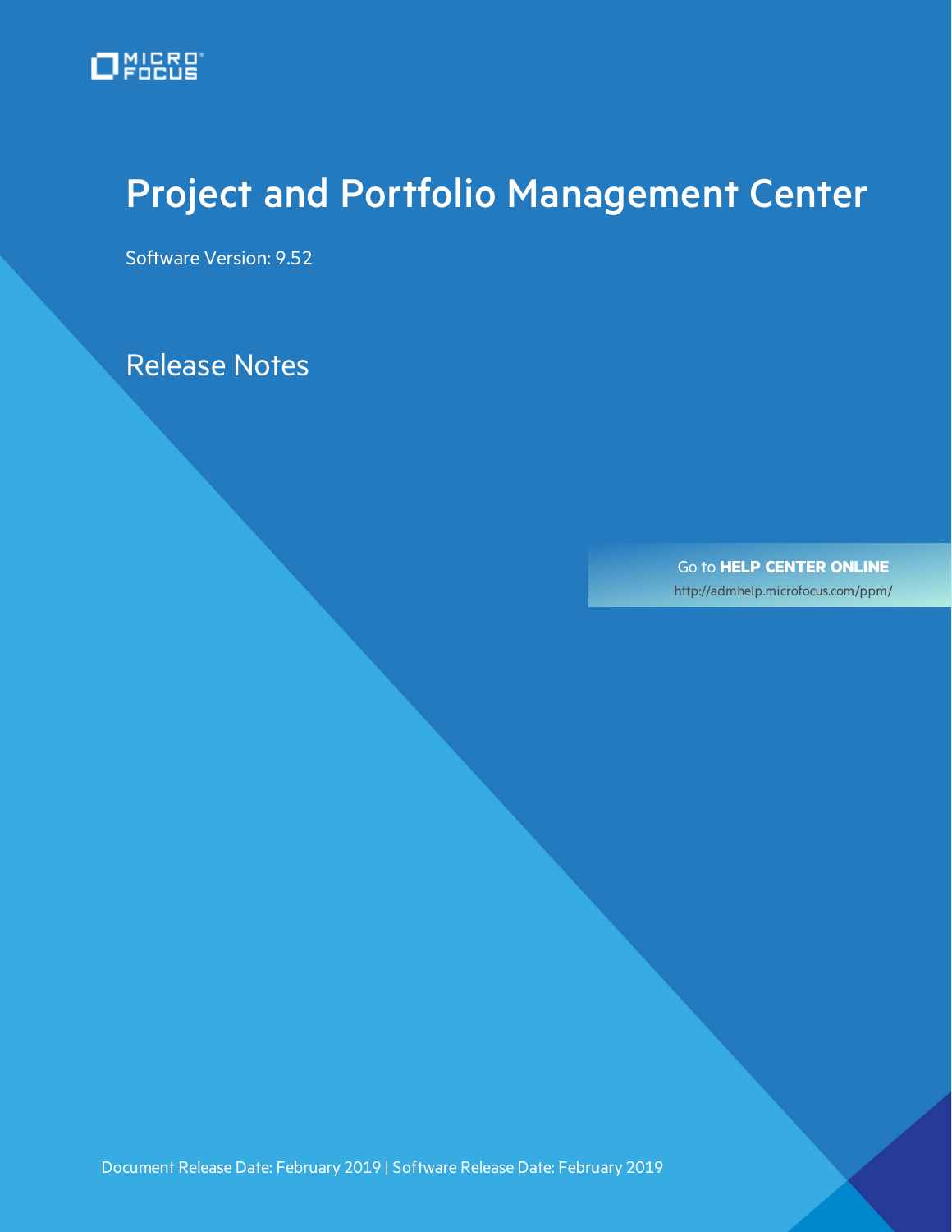MICRO FOCUS

# Project and Portfolio Management Center

Software Version: 9.52

## Release Notes

Go to **HELP CENTER ONLINE**

http://admhelp.microfocus.com/ppm/

Document Release Date: February 2019 | Software Release Date: February 2019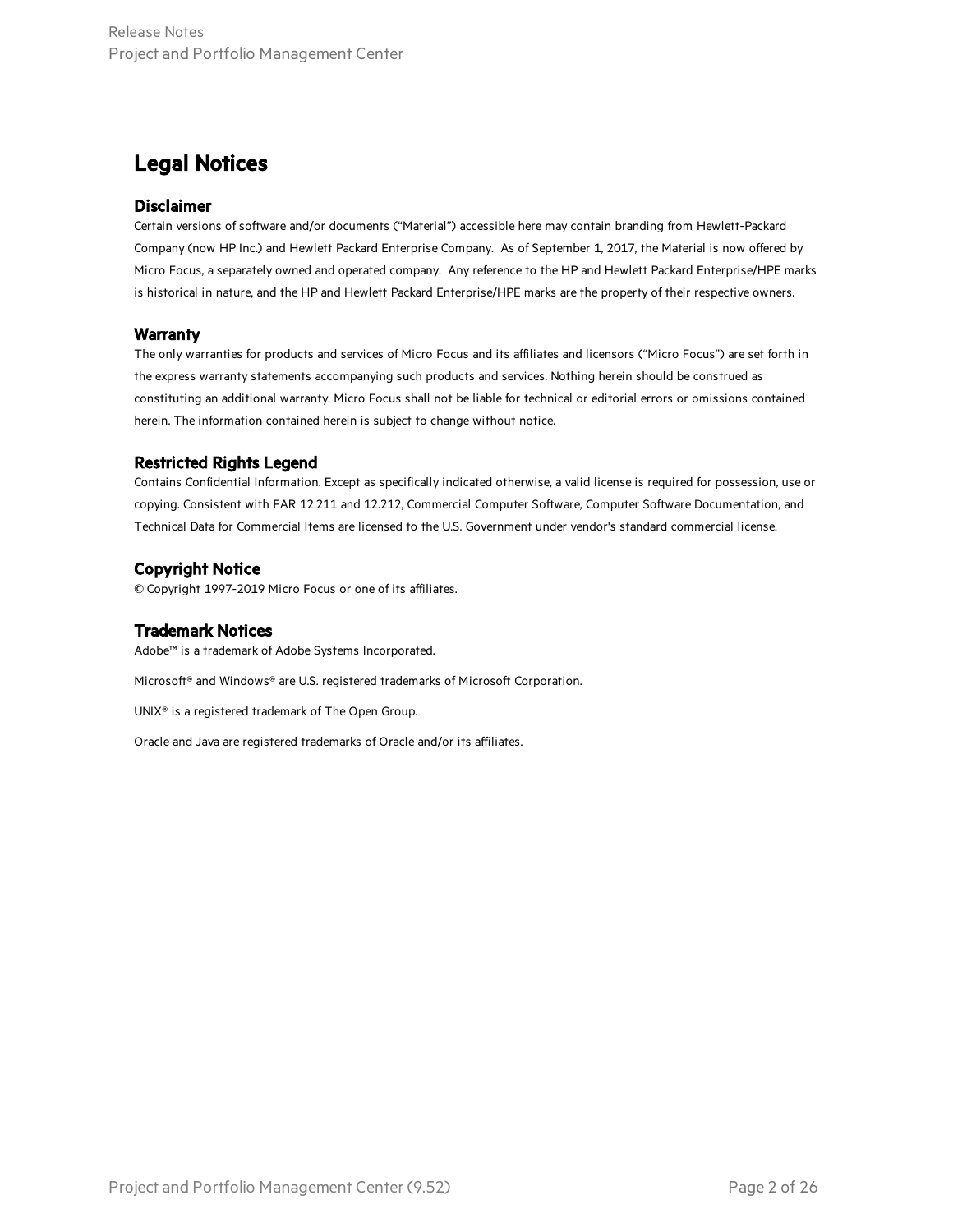# Legal Notices

## Disclaimer

Certain versions of software and/or documents ("Material") accessible here may contain branding from Hewlett-Packard Company (now HP Inc.) and Hewlett Packard Enterprise Company. As of September 1, 2017, the Material is now offered by Micro Focus, a separately owned and operated company. Any reference to the HP and Hewlett Packard Enterprise/HPE marks is historical in nature, and the HP and Hewlett Packard Enterprise/HPE marks are the property of their respective owners.

## Warranty

The only warranties for products and services of Micro Focus and its affiliates and licensors ("Micro Focus") are set forth in the express warranty statements accompanying such products and services. Nothing herein should be construed as constituting an additional warranty. Micro Focus shall not be liable for technical or editorial errors or omissions contained herein. The information contained herein is subject to change without notice.

## Restricted Rights Legend

Contains Confidential Information. Except as specifically indicated otherwise, a valid license is required for possession, use or copying. Consistent with FAR 12.211 and 12.212, Commercial Computer Software, Computer Software Documentation, and Technical Data for Commercial Items are licensed to the U.S. Government under vendor's standard commercial license.

## Copyright Notice

© Copyright 1997-2019 Micro Focus or one of its affiliates.

## Trademark Notices

Adobe™ is a trademark of Adobe Systems Incorporated.

Microsoft® and Windows® are U.S. registered trademarks of Microsoft Corporation.

UNIX® is a registered trademark of The Open Group.

Oracle and Java are registered trademarks of Oracle and/or its affiliates.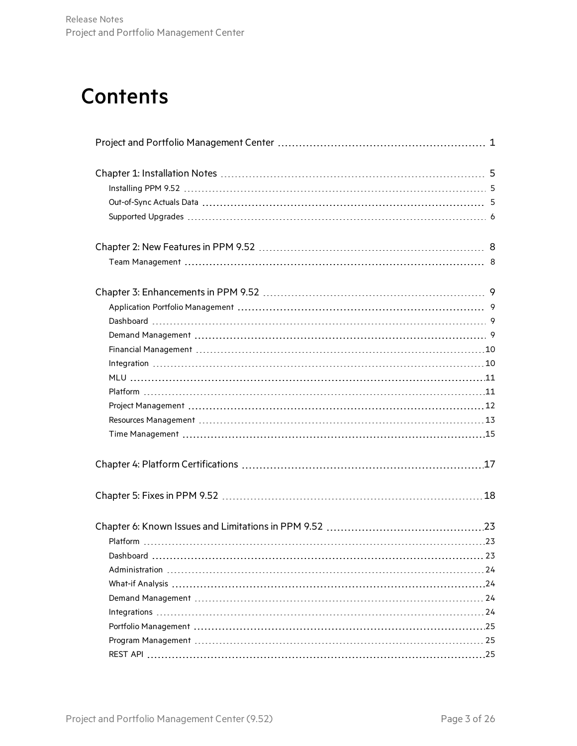# Contents

Project and Portfolio Management Center ... 1

Chapter 1: Installation Notes ... 5
- Installing PPM 9.52 ... 5
- Out-of-Sync Actuals Data ... 5
- Supported Upgrades ... 6

Chapter 2: New Features in PPM 9.52 ... 8
- Team Management ... 8

Chapter 3: Enhancements in PPM 9.52 ... 9
- Application Portfolio Management ... 9
- Dashboard ... 9
- Demand Management ... 9
- Financial Management ... 10
- Integration ... 10
- MLU ... 11
- Platform ... 11
- Project Management ... 12
- Resources Management ... 13
- Time Management ... 15

Chapter 4: Platform Certifications ... 17

Chapter 5: Fixes in PPM 9.52 ... 18

Chapter 6: Known Issues and Limitations in PPM 9.52 ... 23
- Platform ... 23
- Dashboard ... 23
- Administration ... 24
- What-if Analysis ... 24
- Demand Management ... 24
- Integrations ... 24
- Portfolio Management ... 25
- Program Management ... 25
- REST API ... 25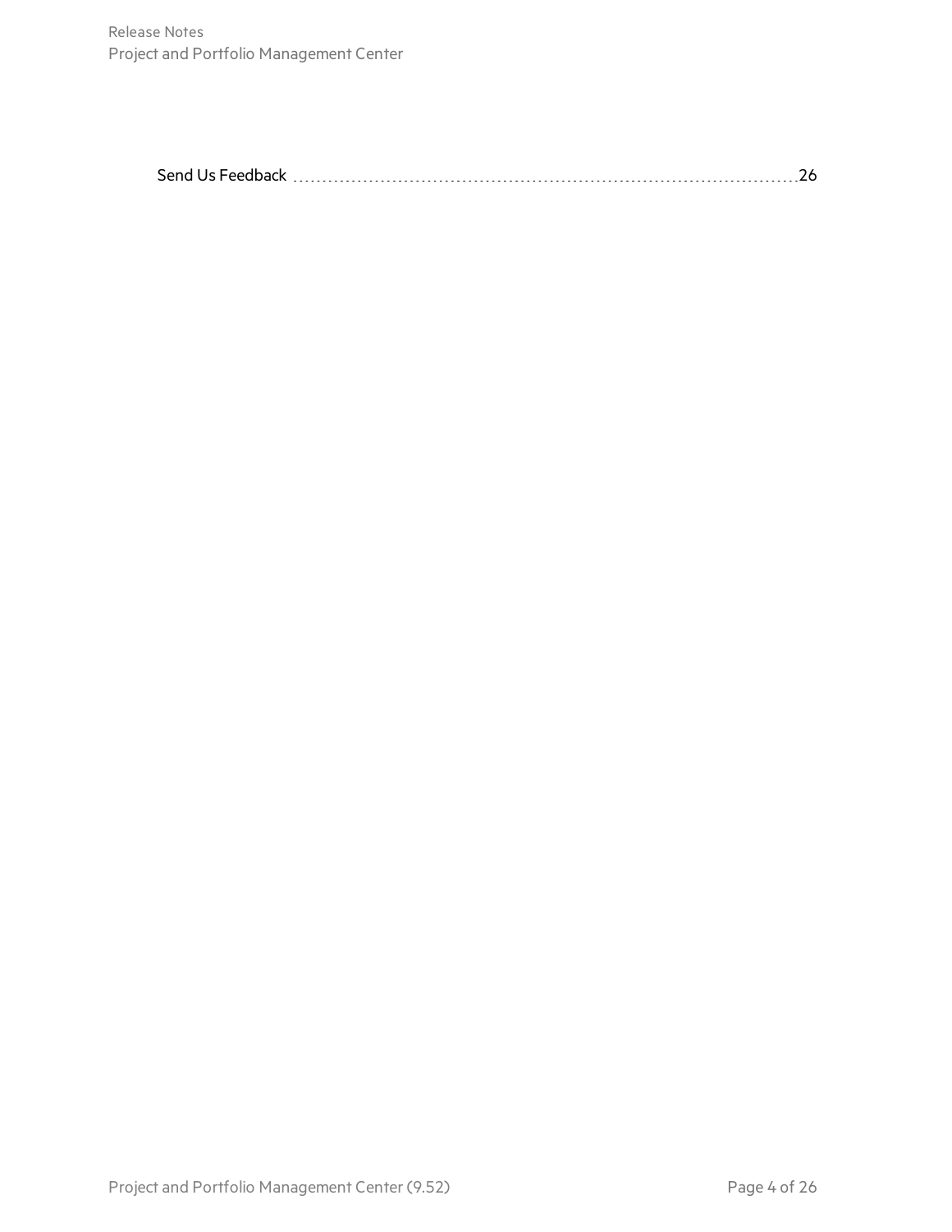Send Us Feedback ........................................................................................ 26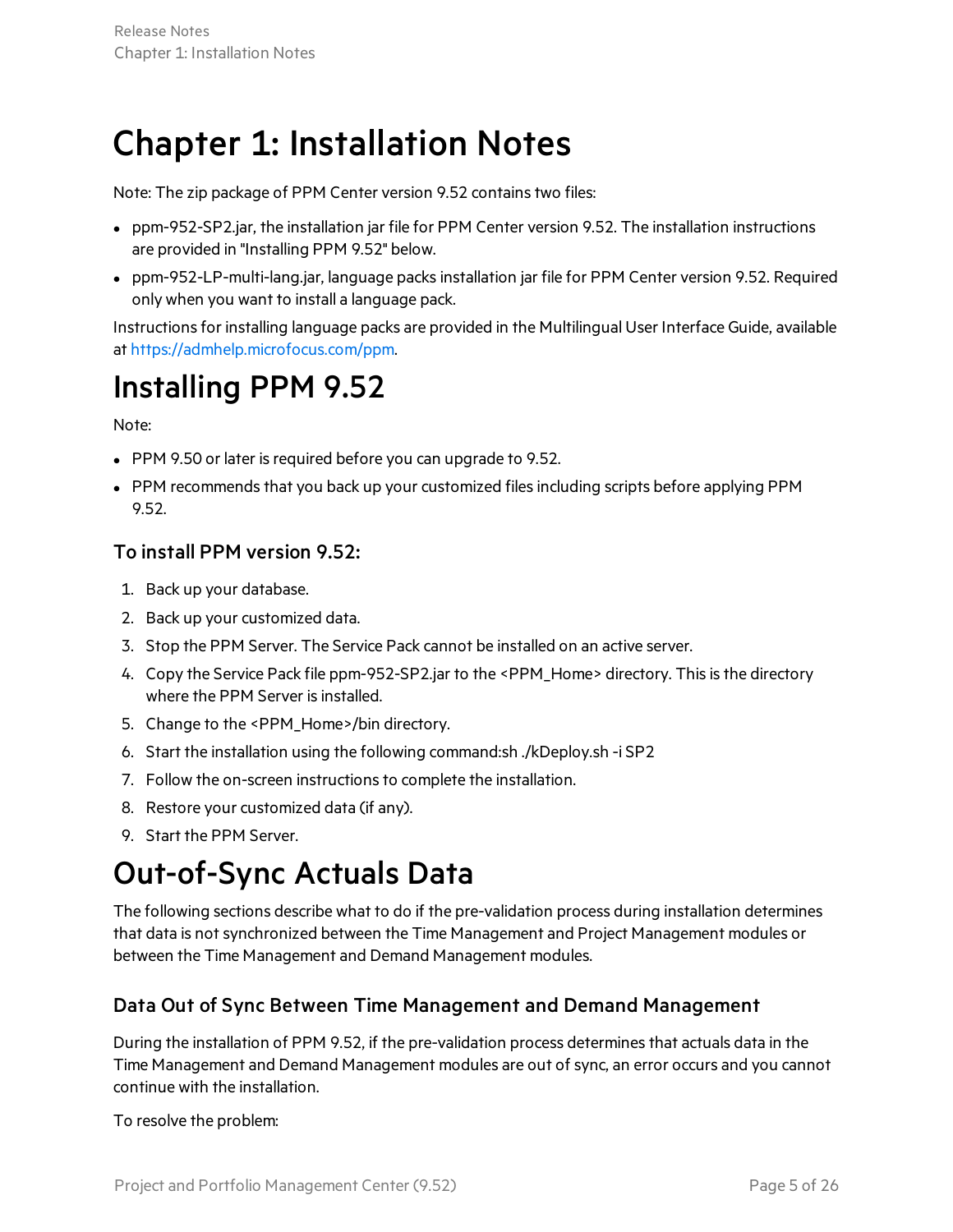# Chapter 1: Installation Notes

Note: The zip package of PPM Center version 9.52 contains two files:

- ppm-952-SP2.jar, the installation jar file for PPM Center version 9.52. The installation instructions are provided in "Installing PPM 9.52" below.
- ppm-952-LP-multi-lang.jar, language packs installation jar file for PPM Center version 9.52. Required only when you want to install a language pack.

Instructions for installing language packs are provided in the Multilingual User Interface Guide, available at https://admhelp.microfocus.com/ppm.

# Installing PPM 9.52

Note:

- PPM 9.50 or later is required before you can upgrade to 9.52.
- PPM recommends that you back up your customized files including scripts before applying PPM 9.52.

### To install PPM version 9.52:

1. Back up your database.
2. Back up your customized data.
3. Stop the PPM Server. The Service Pack cannot be installed on an active server.
4. Copy the Service Pack file ppm-952-SP2.jar to the <PPM_Home> directory. This is the directory where the PPM Server is installed.
5. Change to the <PPM_Home>/bin directory.
6. Start the installation using the following command:sh ./kDeploy.sh -i SP2
7. Follow the on-screen instructions to complete the installation.
8. Restore your customized data (if any).
9. Start the PPM Server.

# Out-of-Sync Actuals Data

The following sections describe what to do if the pre-validation process during installation determines that data is not synchronized between the Time Management and Project Management modules or between the Time Management and Demand Management modules.

### Data Out of Sync Between Time Management and Demand Management

During the installation of PPM 9.52, if the pre-validation process determines that actuals data in the Time Management and Demand Management modules are out of sync, an error occurs and you cannot continue with the installation.

To resolve the problem: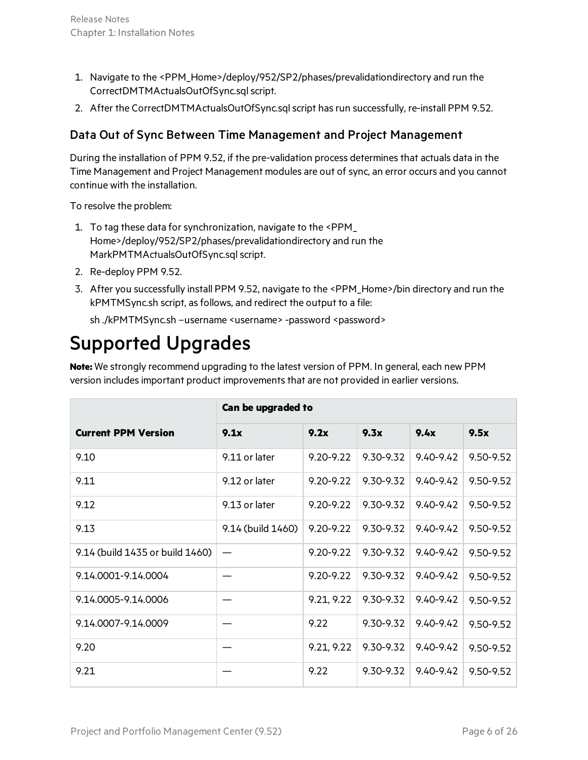1. Navigate to the <PPM_Home>/deploy/952/SP2/phases/prevalidationdirectory and run the CorrectDMTMActualsOutOfSync.sql script.
2. After the CorrectDMTMActualsOutOfSync.sql script has run successfully, re-install PPM 9.52.

### Data Out of Sync Between Time Management and Project Management

During the installation of PPM 9.52, if the pre-validation process determines that actuals data in the Time Management and Project Management modules are out of sync, an error occurs and you cannot continue with the installation.

To resolve the problem:

1. To tag these data for synchronization, navigate to the <PPM_Home>/deploy/952/SP2/phases/prevalidationdirectory and run the MarkPMTMActualsOutOfSync.sql script.
2. Re-deploy PPM 9.52.
3. After you successfully install PPM 9.52, navigate to the <PPM_Home>/bin directory and run the kPMTMSync.sh script, as follows, and redirect the output to a file:

   sh ./kPMTMSync.sh –username <username> -password <password>

# Supported Upgrades

**Note:** We strongly recommend upgrading to the latest version of PPM. In general, each new PPM version includes important product improvements that are not provided in earlier versions.

| | Can be upgraded to | | | | |
|---|---|---|---|---|---|
| **Current PPM Version** | **9.1x** | **9.2x** | **9.3x** | **9.4x** | **9.5x** |
| 9.10 | 9.11 or later | 9.20-9.22 | 9.30-9.32 | 9.40-9.42 | 9.50-9.52 |
| 9.11 | 9.12 or later | 9.20-9.22 | 9.30-9.32 | 9.40-9.42 | 9.50-9.52 |
| 9.12 | 9.13 or later | 9.20-9.22 | 9.30-9.32 | 9.40-9.42 | 9.50-9.52 |
| 9.13 | 9.14 (build 1460) | 9.20-9.22 | 9.30-9.32 | 9.40-9.42 | 9.50-9.52 |
| 9.14 (build 1435 or build 1460) | — | 9.20-9.22 | 9.30-9.32 | 9.40-9.42 | 9.50-9.52 |
| 9.14.0001-9.14.0004 | — | 9.20-9.22 | 9.30-9.32 | 9.40-9.42 | 9.50-9.52 |
| 9.14.0005-9.14.0006 | — | 9.21, 9.22 | 9.30-9.32 | 9.40-9.42 | 9.50-9.52 |
| 9.14.0007-9.14.0009 | — | 9.22 | 9.30-9.32 | 9.40-9.42 | 9.50-9.52 |
| 9.20 | — | 9.21, 9.22 | 9.30-9.32 | 9.40-9.42 | 9.50-9.52 |
| 9.21 | — | 9.22 | 9.30-9.32 | 9.40-9.42 | 9.50-9.52 |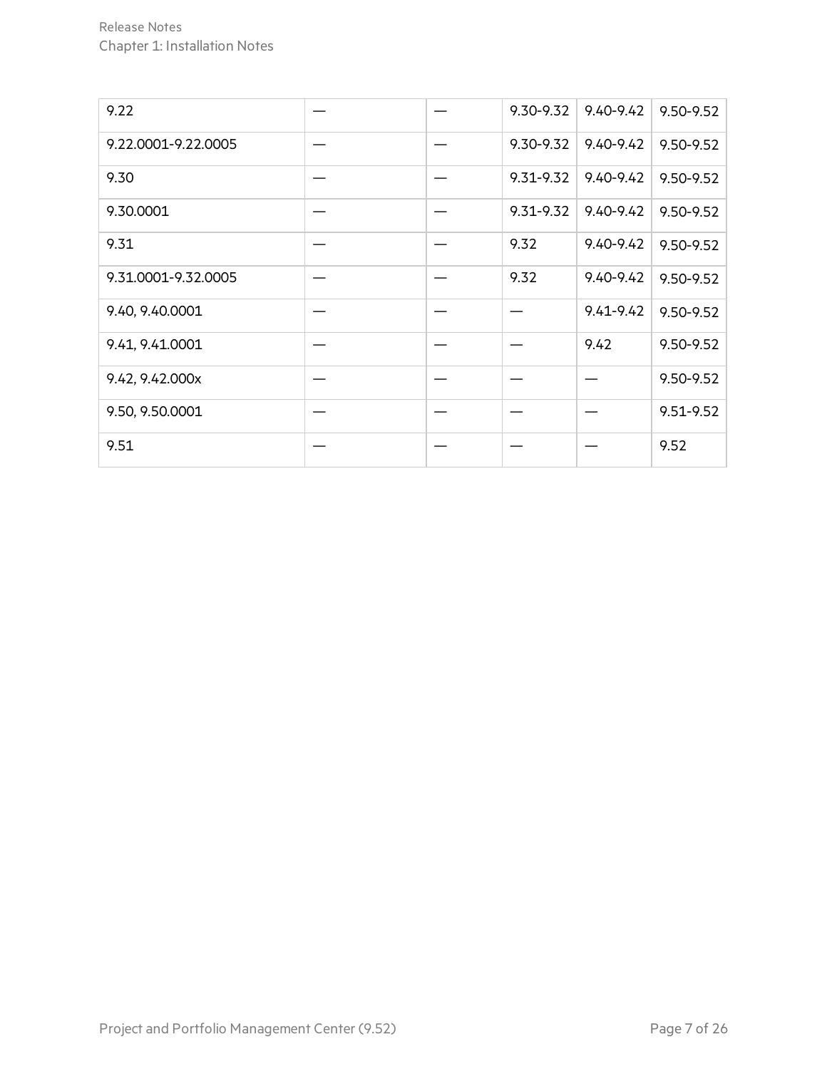| | | | | | |
|---|---|---|---|---|---|
| 9.22 | — | — | 9.30-9.32 | 9.40-9.42 | 9.50-9.52 |
| 9.22.0001-9.22.0005 | — | — | 9.30-9.32 | 9.40-9.42 | 9.50-9.52 |
| 9.30 | — | — | 9.31-9.32 | 9.40-9.42 | 9.50-9.52 |
| 9.30.0001 | — | — | 9.31-9.32 | 9.40-9.42 | 9.50-9.52 |
| 9.31 | — | — | 9.32 | 9.40-9.42 | 9.50-9.52 |
| 9.31.0001-9.32.0005 | — | — | 9.32 | 9.40-9.42 | 9.50-9.52 |
| 9.40, 9.40.0001 | — | — | — | 9.41-9.42 | 9.50-9.52 |
| 9.41, 9.41.0001 | — | — | — | 9.42 | 9.50-9.52 |
| 9.42, 9.42.000x | — | — | — | — | 9.50-9.52 |
| 9.50, 9.50.0001 | — | — | — | — | 9.51-9.52 |
| 9.51 | — | — | — | — | 9.52 |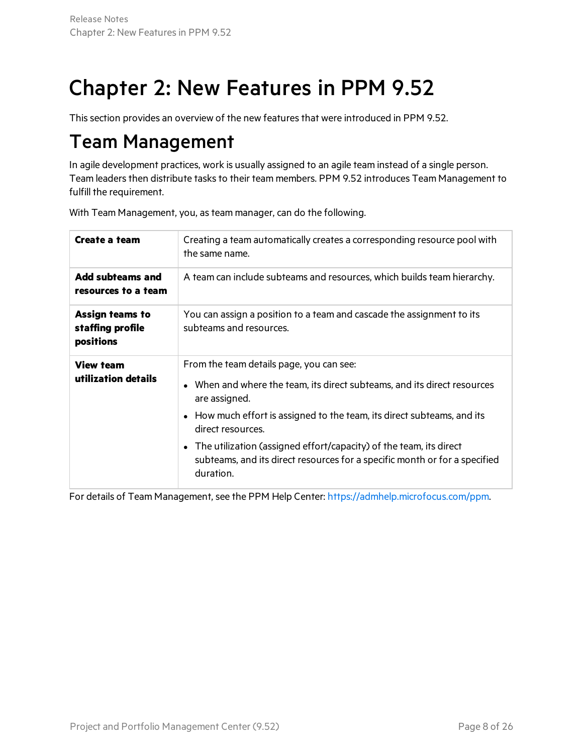# Chapter 2: New Features in PPM 9.52

This section provides an overview of the new features that were introduced in PPM 9.52.

## Team Management

In agile development practices, work is usually assigned to an agile team instead of a single person. Team leaders then distribute tasks to their team members. PPM 9.52 introduces Team Management to fulfill the requirement.

With Team Management, you, as team manager, can do the following.

| | |
|---|---|
| **Create a team** | Creating a team automatically creates a corresponding resource pool with the same name. |
| **Add subteams and resources to a team** | A team can include subteams and resources, which builds team hierarchy. |
| **Assign teams to staffing profile positions** | You can assign a position to a team and cascade the assignment to its subteams and resources. |
| **View team utilization details** | From the team details page, you can see:<br>• When and where the team, its direct subteams, and its direct resources are assigned.<br>• How much effort is assigned to the team, its direct subteams, and its direct resources.<br>• The utilization (assigned effort/capacity) of the team, its direct subteams, and its direct resources for a specific month or for a specified duration. |

For details of Team Management, see the PPM Help Center: https://admhelp.microfocus.com/ppm.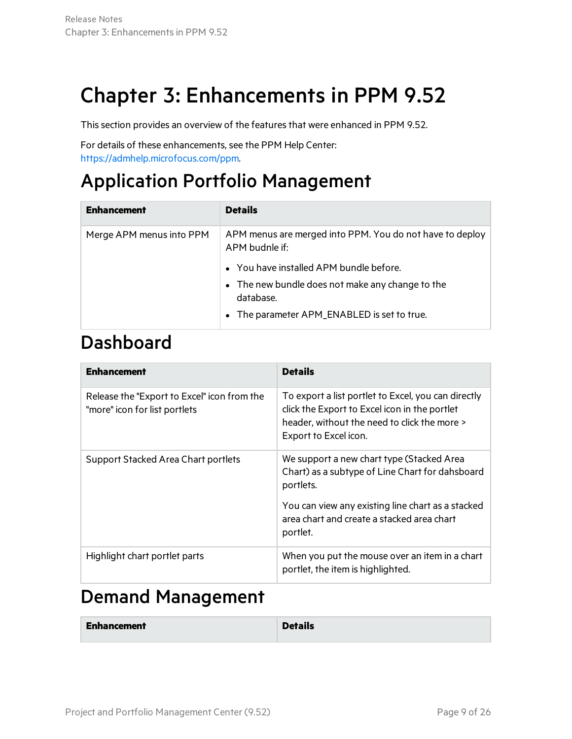# Chapter 3: Enhancements in PPM 9.52

This section provides an overview of the features that were enhanced in PPM 9.52.

For details of these enhancements, see the PPM Help Center: https://admhelp.microfocus.com/ppm.

## Application Portfolio Management

| Enhancement | Details |
| --- | --- |
| Merge APM menus into PPM | APM menus are merged into PPM. You do not have to deploy APM budnle if:<br>• You have installed APM bundle before.<br>• The new bundle does not make any change to the database.<br>• The parameter APM_ENABLED is set to true. |

## Dashboard

| Enhancement | Details |
| --- | --- |
| Release the "Export to Excel" icon from the "more" icon for list portlets | To export a list portlet to Excel, you can directly click the Export to Excel icon in the portlet header, without the need to click the more > Export to Excel icon. |
| Support Stacked Area Chart portlets | We support a new chart type (Stacked Area Chart) as a subtype of Line Chart for dahsboard portlets.<br><br>You can view any existing line chart as a stacked area chart and create a stacked area chart portlet. |
| Highlight chart portlet parts | When you put the mouse over an item in a chart portlet, the item is highlighted. |

## Demand Management

| Enhancement | Details |
| --- | --- |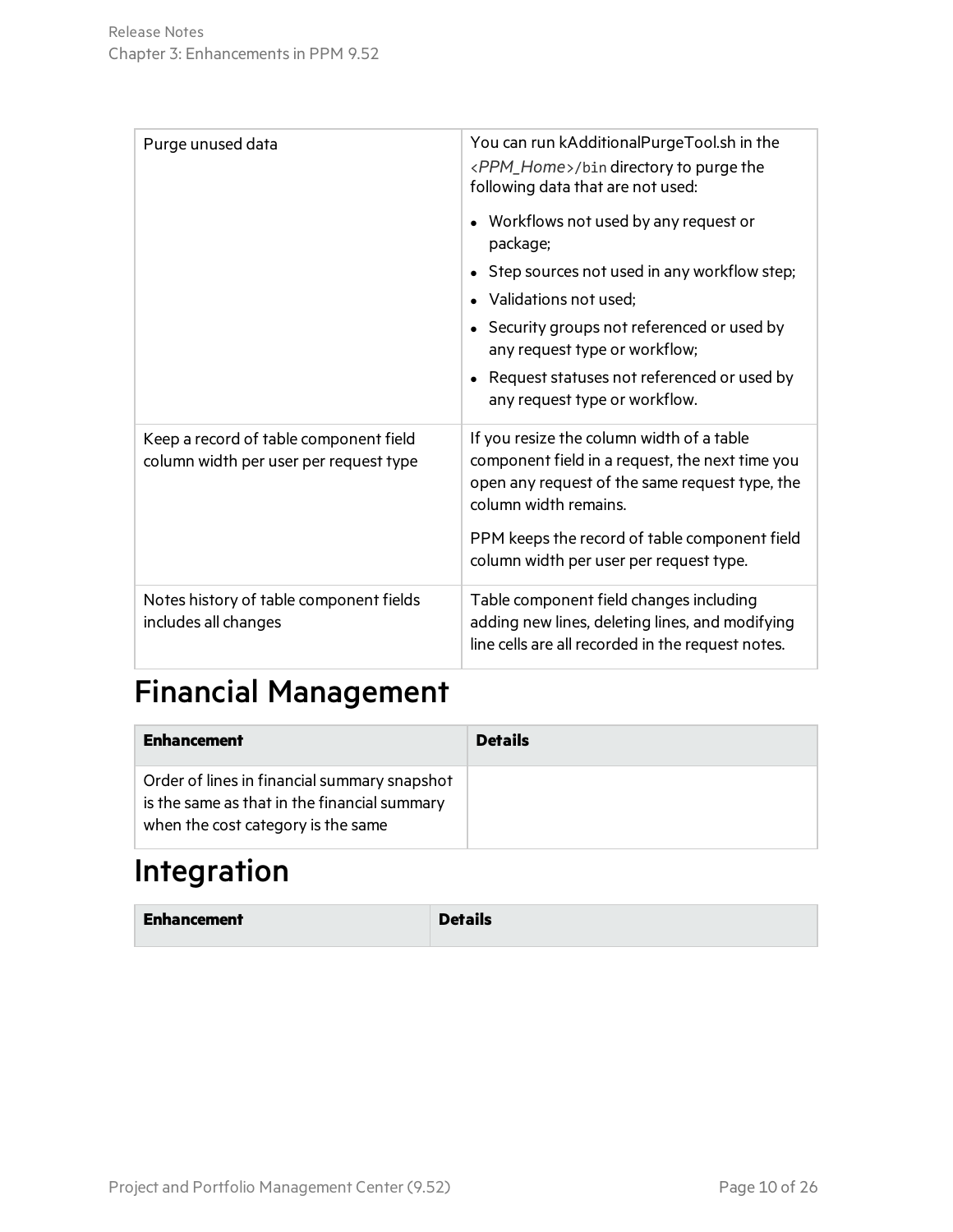| | |
|---|---|
| Purge unused data | You can run kAdditionalPurgeTool.sh in the *<PPM_Home>*`/bin` directory to purge the following data that are not used:<br>• Workflows not used by any request or package;<br>• Step sources not used in any workflow step;<br>• Validations not used;<br>• Security groups not referenced or used by any request type or workflow;<br>• Request statuses not referenced or used by any request type or workflow. |
| Keep a record of table component field column width per user per request type | If you resize the column width of a table component field in a request, the next time you open any request of the same request type, the column width remains.<br><br>PPM keeps the record of table component field column width per user per request type. |
| Notes history of table component fields includes all changes | Table component field changes including adding new lines, deleting lines, and modifying line cells are all recorded in the request notes. |

# Financial Management

| Enhancement | Details |
|---|---|
| Order of lines in financial summary snapshot is the same as that in the financial summary when the cost category is the same | |

# Integration

| Enhancement | Details |
|---|---|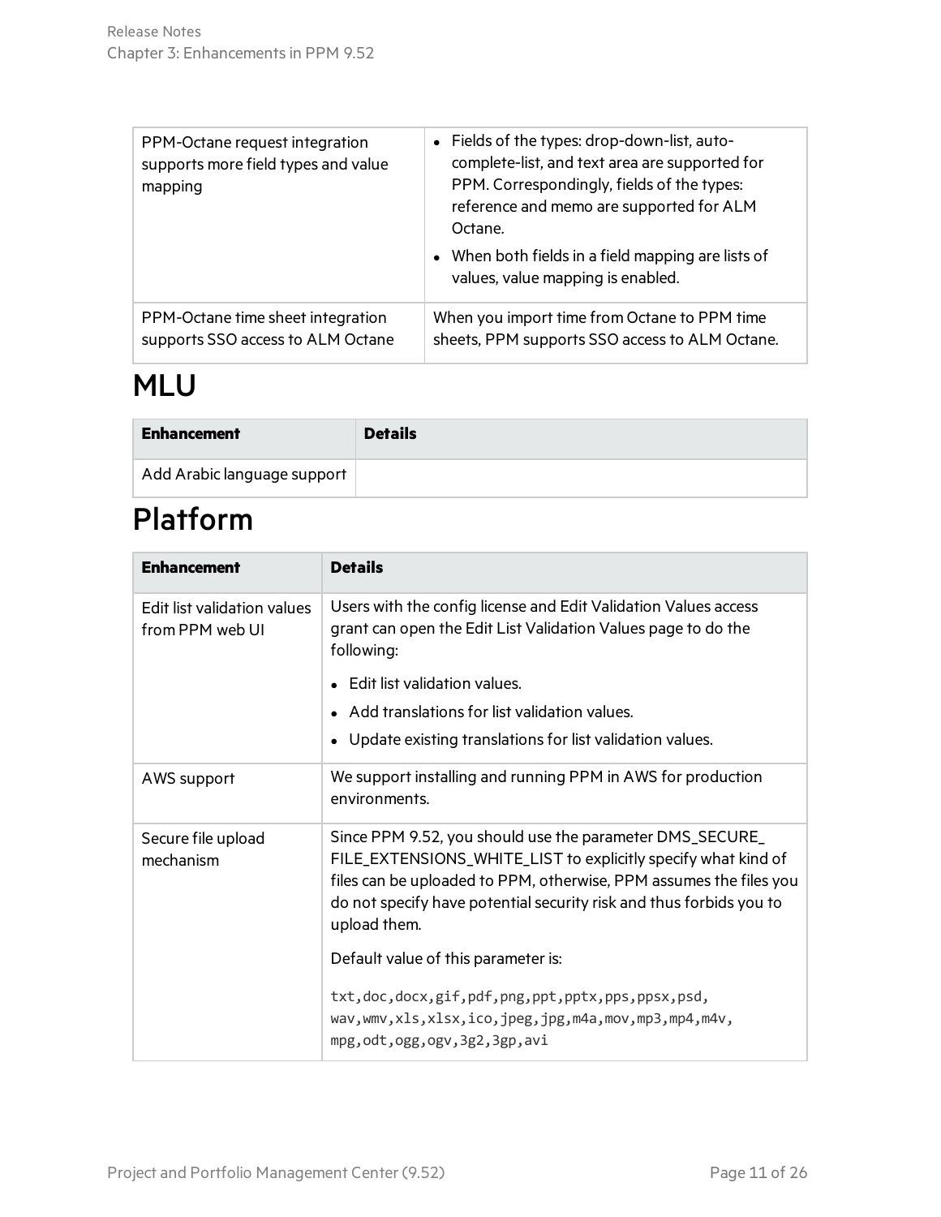| | |
|---|---|
| PPM-Octane request integration supports more field types and value mapping | • Fields of the types: drop-down-list, auto-complete-list, and text area are supported for PPM. Correspondingly, fields of the types: reference and memo are supported for ALM Octane.<br>• When both fields in a field mapping are lists of values, value mapping is enabled. |
| PPM-Octane time sheet integration supports SSO access to ALM Octane | When you import time from Octane to PPM time sheets, PPM supports SSO access to ALM Octane. |

# MLU

| **Enhancement** | **Details** |
|---|---|
| Add Arabic language support | |

# Platform

| **Enhancement** | **Details** |
|---|---|
| Edit list validation values from PPM web UI | Users with the config license and Edit Validation Values access grant can open the Edit List Validation Values page to do the following:<br>• Edit list validation values.<br>• Add translations for list validation values.<br>• Update existing translations for list validation values. |
| AWS support | We support installing and running PPM in AWS for production environments. |
| Secure file upload mechanism | Since PPM 9.52, you should use the parameter DMS_SECURE_FILE_EXTENSIONS_WHITE_LIST to explicitly specify what kind of files can be uploaded to PPM, otherwise, PPM assumes the files you do not specify have potential security risk and thus forbids you to upload them.<br>Default value of this parameter is:<br>`txt,doc,docx,gif,pdf,png,ppt,pptx,pps,ppsx,psd,wav,wmv,xls,xlsx,ico,jpeg,jpg,m4a,mov,mp3,mp4,m4v,mpg,odt,ogg,ogv,3g2,3gp,avi` |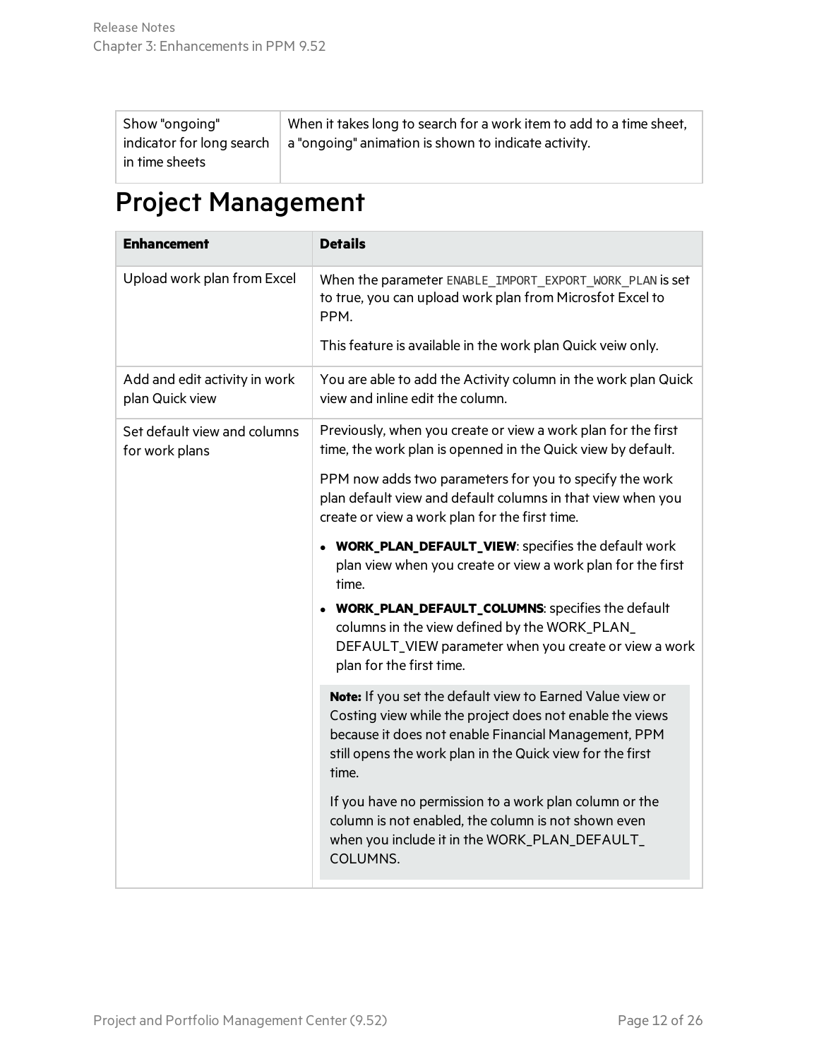| | |
|---|---|
| Show "ongoing" indicator for long search in time sheets | When it takes long to search for a work item to add to a time sheet, a "ongoing" animation is shown to indicate activity. |

# Project Management

| Enhancement | Details |
|---|---|
| Upload work plan from Excel | When the parameter `ENABLE_IMPORT_EXPORT_WORK_PLAN` is set to true, you can upload work plan from Microsfot Excel to PPM.<br><br>This feature is available in the work plan Quick veiw only. |
| Add and edit activity in work plan Quick view | You are able to add the Activity column in the work plan Quick view and inline edit the column. |
| Set default view and columns for work plans | Previously, when you create or view a work plan for the first time, the work plan is openned in the Quick view by default.<br><br>PPM now adds two parameters for you to specify the work plan default view and default columns in that view when you create or view a work plan for the first time.<br><br>• **WORK_PLAN_DEFAULT_VIEW**: specifies the default work plan view when you create or view a work plan for the first time.<br>• **WORK_PLAN_DEFAULT_COLUMNS**: specifies the default columns in the view defined by the WORK_PLAN_DEFAULT_VIEW parameter when you create or view a work plan for the first time.<br><br>**Note:** If you set the default view to Earned Value view or Costing view while the project does not enable the views because it does not enable Financial Management, PPM still opens the work plan in the Quick view for the first time.<br><br>If you have no permission to a work plan column or the column is not enabled, the column is not shown even when you include it in the WORK_PLAN_DEFAULT_COLUMNS. |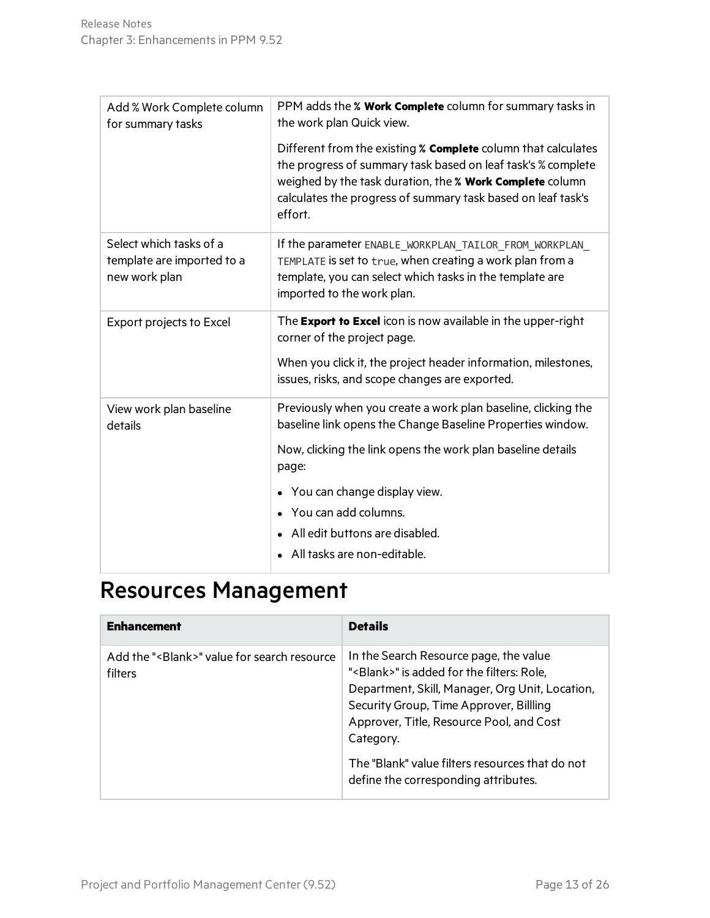| | |
|---|---|
| Add % Work Complete column for summary tasks | PPM adds the **% Work Complete** column for summary tasks in the work plan Quick view.<br><br>Different from the existing **% Complete** column that calculates the progress of summary task based on leaf task's % complete weighed by the task duration, the **% Work Complete** column calculates the progress of summary task based on leaf task's effort. |
| Select which tasks of a template are imported to a new work plan | If the parameter `ENABLE_WORKPLAN_TAILOR_FROM_WORKPLAN_TEMPLATE` is set to `true`, when creating a work plan from a template, you can select which tasks in the template are imported to the work plan. |
| Export projects to Excel | The **Export to Excel** icon is now available in the upper-right corner of the project page.<br><br>When you click it, the project header information, milestones, issues, risks, and scope changes are exported. |
| View work plan baseline details | Previously when you create a work plan baseline, clicking the baseline link opens the Change Baseline Properties window.<br><br>Now, clicking the link opens the work plan baseline details page:<br>• You can change display view.<br>• You can add columns.<br>• All edit buttons are disabled.<br>• All tasks are non-editable. |

# Resources Management

| Enhancement | Details |
|---|---|
| Add the "<Blank>" value for search resource filters | In the Search Resource page, the value "<Blank>" is added for the filters: Role, Department, Skill, Manager, Org Unit, Location, Security Group, Time Approver, Billling Approver, Title, Resource Pool, and Cost Category.<br><br>The "Blank" value filters resources that do not define the corresponding attributes. |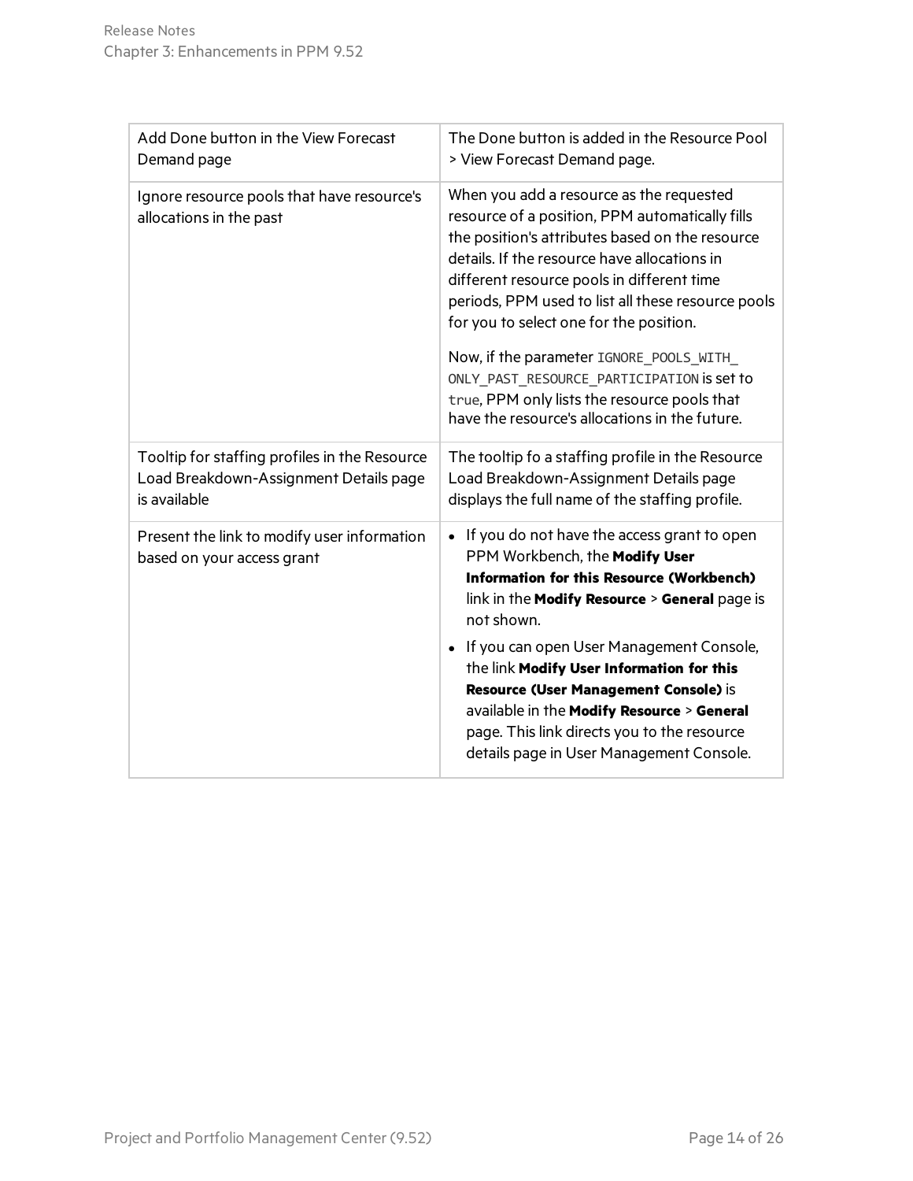| | |
|---|---|
| Add Done button in the View Forecast Demand page | The Done button is added in the Resource Pool > View Forecast Demand page. |
| Ignore resource pools that have resource's allocations in the past | When you add a resource as the requested resource of a position, PPM automatically fills the position's attributes based on the resource details. If the resource have allocations in different resource pools in different time periods, PPM used to list all these resource pools for you to select one for the position.<br><br>Now, if the parameter `IGNORE_POOLS_WITH_ONLY_PAST_RESOURCE_PARTICIPATION` is set to `true`, PPM only lists the resource pools that have the resource's allocations in the future. |
| Tooltip for staffing profiles in the Resource Load Breakdown-Assignment Details page is available | The tooltip fo a staffing profile in the Resource Load Breakdown-Assignment Details page displays the full name of the staffing profile. |
| Present the link to modify user information based on your access grant | • If you do not have the access grant to open PPM Workbench, the **Modify User Information for this Resource (Workbench)** link in the **Modify Resource** > **General** page is not shown.<br>• If you can open User Management Console, the link **Modify User Information for this Resource (User Management Console)** is available in the **Modify Resource** > **General** page. This link directs you to the resource details page in User Management Console. |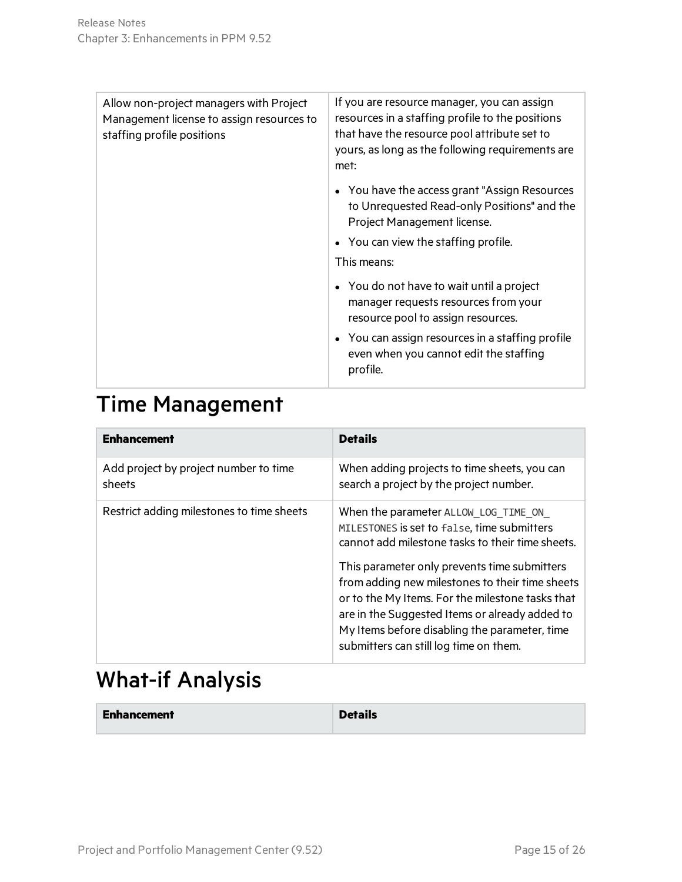| | |
|---|---|
| Allow non-project managers with Project Management license to assign resources to staffing profile positions | If you are resource manager, you can assign resources in a staffing profile to the positions that have the resource pool attribute set to yours, as long as the following requirements are met:<br><br>• You have the access grant "Assign Resources to Unrequested Read-only Positions" and the Project Management license.<br>• You can view the staffing profile.<br><br>This means:<br><br>• You do not have to wait until a project manager requests resources from your resource pool to assign resources.<br>• You can assign resources in a staffing profile even when you cannot edit the staffing profile. |

# Time Management

| Enhancement | Details |
|---|---|
| Add project by project number to time sheets | When adding projects to time sheets, you can search a project by the project number. |
| Restrict adding milestones to time sheets | When the parameter `ALLOW_LOG_TIME_ON_MILESTONES` is set to `false`, time submitters cannot add milestone tasks to their time sheets.<br><br>This parameter only prevents time submitters from adding new milestones to their time sheets or to the My Items. For the milestone tasks that are in the Suggested Items or already added to My Items before disabling the parameter, time submitters can still log time on them. |

# What-if Analysis

| Enhancement | Details |
|---|---|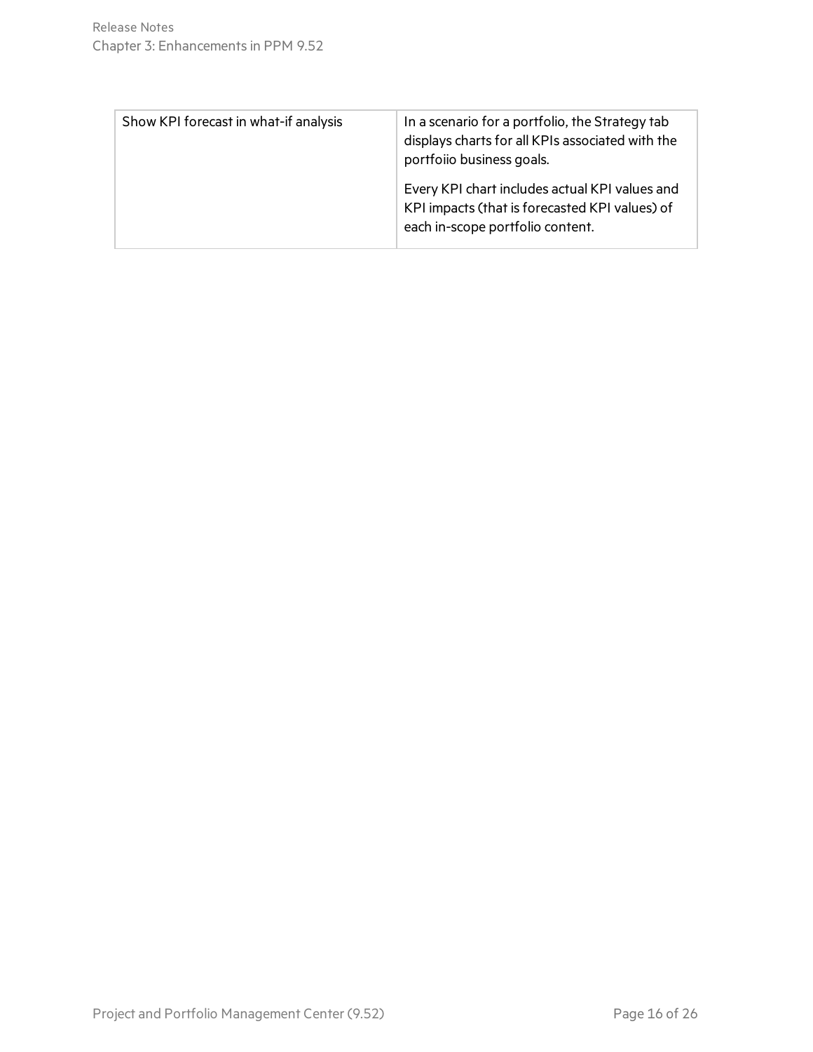| | |
|---|---|
| Show KPI forecast in what-if analysis | In a scenario for a portfolio, the Strategy tab displays charts for all KPIs associated with the portfoiio business goals.<br><br>Every KPI chart includes actual KPI values and KPI impacts (that is forecasted KPI values) of each in-scope portfolio content. |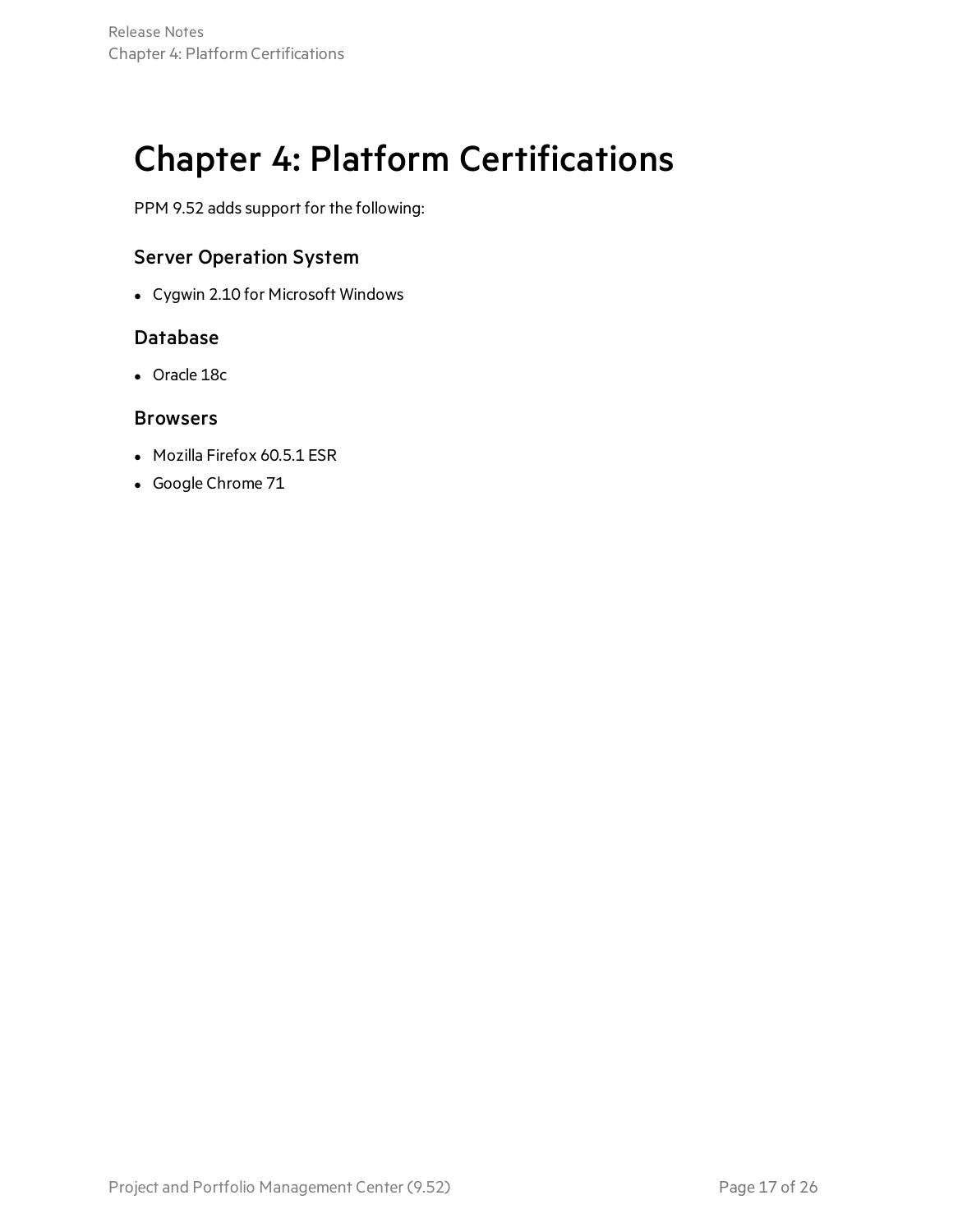# Chapter 4: Platform Certifications

PPM 9.52 adds support for the following:

## Server Operation System

- Cygwin 2.10 for Microsoft Windows

## Database

- Oracle 18c

## Browsers

- Mozilla Firefox 60.5.1 ESR
- Google Chrome 71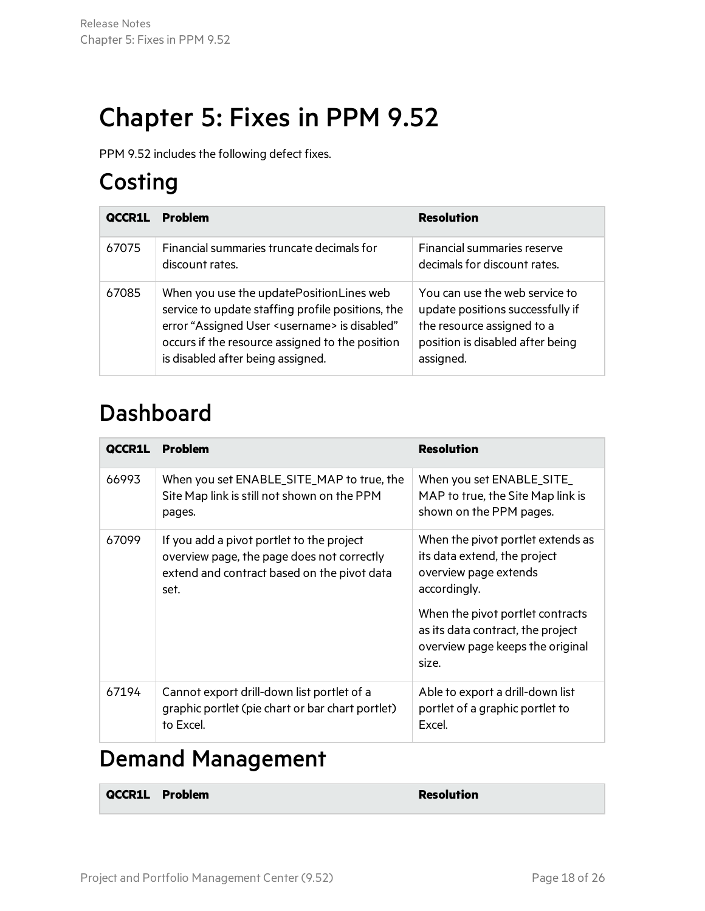# Chapter 5: Fixes in PPM 9.52

PPM 9.52 includes the following defect fixes.

## Costing

| QCCR1L | Problem | Resolution |
|---|---|---|
| 67075 | Financial summaries truncate decimals for discount rates. | Financial summaries reserve decimals for discount rates. |
| 67085 | When you use the updatePositionLines web service to update staffing profile positions, the error “Assigned User <username> is disabled” occurs if the resource assigned to the position is disabled after being assigned. | You can use the web service to update positions successfully if the resource assigned to a position is disabled after being assigned. |

## Dashboard

| QCCR1L | Problem | Resolution |
|---|---|---|
| 66993 | When you set ENABLE_SITE_MAP to true, the Site Map link is still not shown on the PPM pages. | When you set ENABLE_SITE_MAP to true, the Site Map link is shown on the PPM pages. |
| 67099 | If you add a pivot portlet to the project overview page, the page does not correctly extend and contract based on the pivot data set. | When the pivot portlet extends as its data extend, the project overview page extends accordingly.<br><br>When the pivot portlet contracts as its data contract, the project overview page keeps the original size. |
| 67194 | Cannot export drill-down list portlet of a graphic portlet (pie chart or bar chart portlet) to Excel. | Able to export a drill-down list portlet of a graphic portlet to Excel. |

## Demand Management

| QCCR1L | Problem | Resolution |
|---|---|---|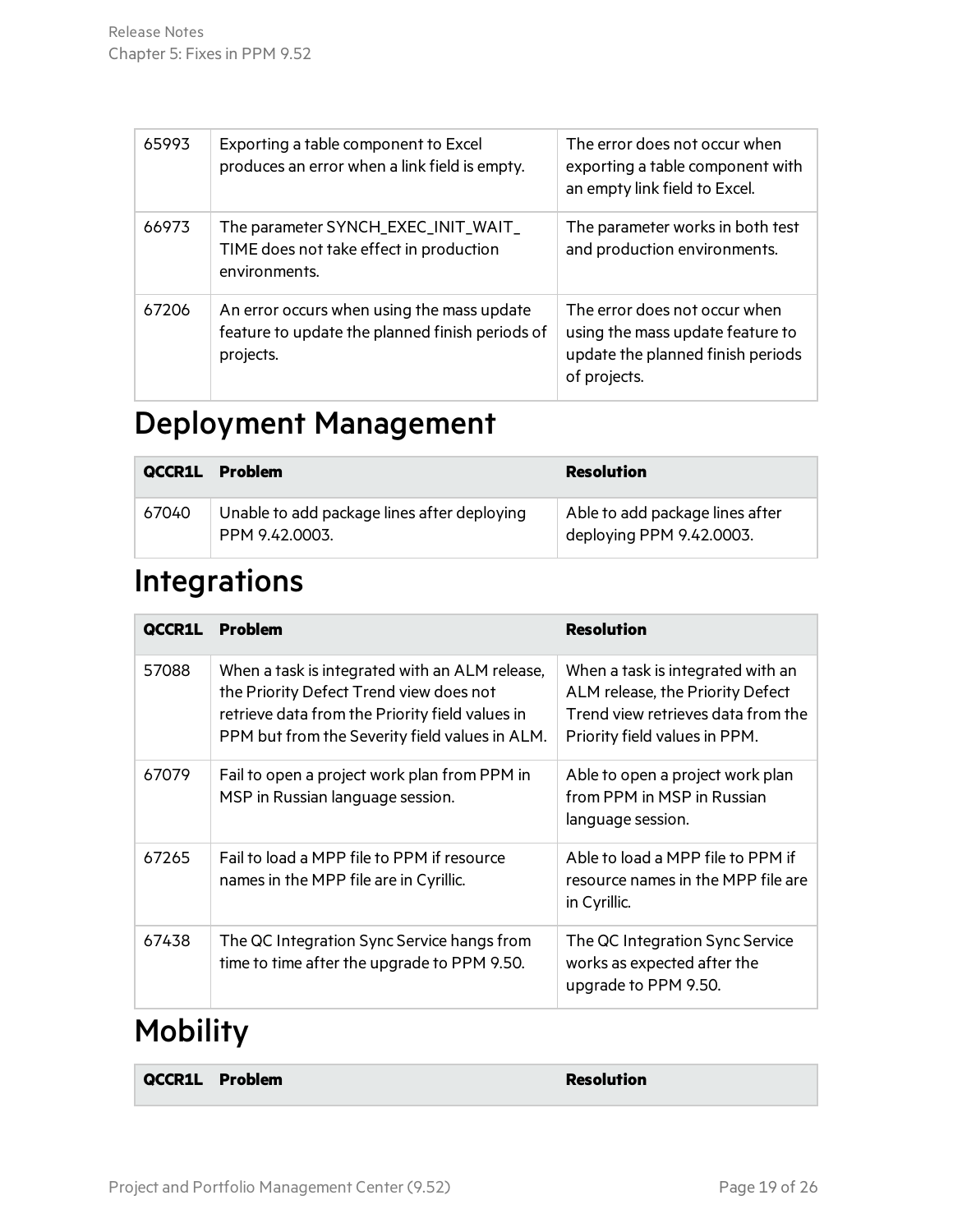| | | |
|---|---|---|
| 65993 | Exporting a table component to Excel produces an error when a link field is empty. | The error does not occur when exporting a table component with an empty link field to Excel. |
| 66973 | The parameter SYNCH_EXEC_INIT_WAIT_TIME does not take effect in production environments. | The parameter works in both test and production environments. |
| 67206 | An error occurs when using the mass update feature to update the planned finish periods of projects. | The error does not occur when using the mass update feature to update the planned finish periods of projects. |

# Deployment Management

| QCCR1L | Problem | Resolution |
|---|---|---|
| 67040 | Unable to add package lines after deploying PPM 9.42.0003. | Able to add package lines after deploying PPM 9.42.0003. |

# Integrations

| QCCR1L | Problem | Resolution |
|---|---|---|
| 57088 | When a task is integrated with an ALM release, the Priority Defect Trend view does not retrieve data from the Priority field values in PPM but from the Severity field values in ALM. | When a task is integrated with an ALM release, the Priority Defect Trend view retrieves data from the Priority field values in PPM. |
| 67079 | Fail to open a project work plan from PPM in MSP in Russian language session. | Able to open a project work plan from PPM in MSP in Russian language session. |
| 67265 | Fail to load a MPP file to PPM if resource names in the MPP file are in Cyrillic. | Able to load a MPP file to PPM if resource names in the MPP file are in Cyrillic. |
| 67438 | The QC Integration Sync Service hangs from time to time after the upgrade to PPM 9.50. | The QC Integration Sync Service works as expected after the upgrade to PPM 9.50. |

# Mobility

| QCCR1L | Problem | Resolution |
|---|---|---|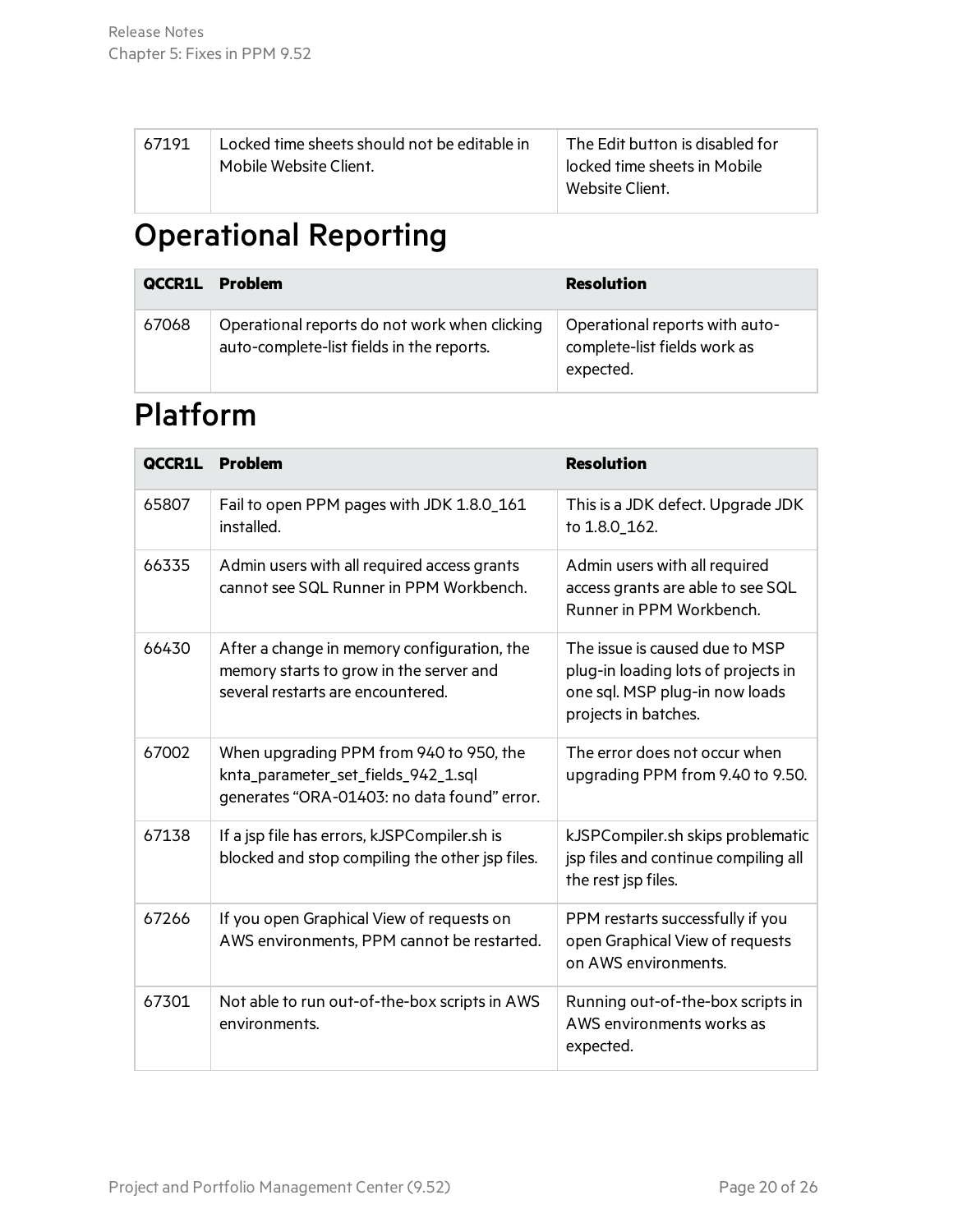| | | |
|---|---|---|
| 67191 | Locked time sheets should not be editable in Mobile Website Client. | The Edit button is disabled for locked time sheets in Mobile Website Client. |

# Operational Reporting

| QCCR1L | Problem | Resolution |
|---|---|---|
| 67068 | Operational reports do not work when clicking auto-complete-list fields in the reports. | Operational reports with auto-complete-list fields work as expected. |

# Platform

| QCCR1L | Problem | Resolution |
|---|---|---|
| 65807 | Fail to open PPM pages with JDK 1.8.0_161 installed. | This is a JDK defect. Upgrade JDK to 1.8.0_162. |
| 66335 | Admin users with all required access grants cannot see SQL Runner in PPM Workbench. | Admin users with all required access grants are able to see SQL Runner in PPM Workbench. |
| 66430 | After a change in memory configuration, the memory starts to grow in the server and several restarts are encountered. | The issue is caused due to MSP plug-in loading lots of projects in one sql. MSP plug-in now loads projects in batches. |
| 67002 | When upgrading PPM from 940 to 950, the knta_parameter_set_fields_942_1.sql generates "ORA-01403: no data found" error. | The error does not occur when upgrading PPM from 9.40 to 9.50. |
| 67138 | If a jsp file has errors, kJSPCompiler.sh is blocked and stop compiling the other jsp files. | kJSPCompiler.sh skips problematic jsp files and continue compiling all the rest jsp files. |
| 67266 | If you open Graphical View of requests on AWS environments, PPM cannot be restarted. | PPM restarts successfully if you open Graphical View of requests on AWS environments. |
| 67301 | Not able to run out-of-the-box scripts in AWS environments. | Running out-of-the-box scripts in AWS environments works as expected. |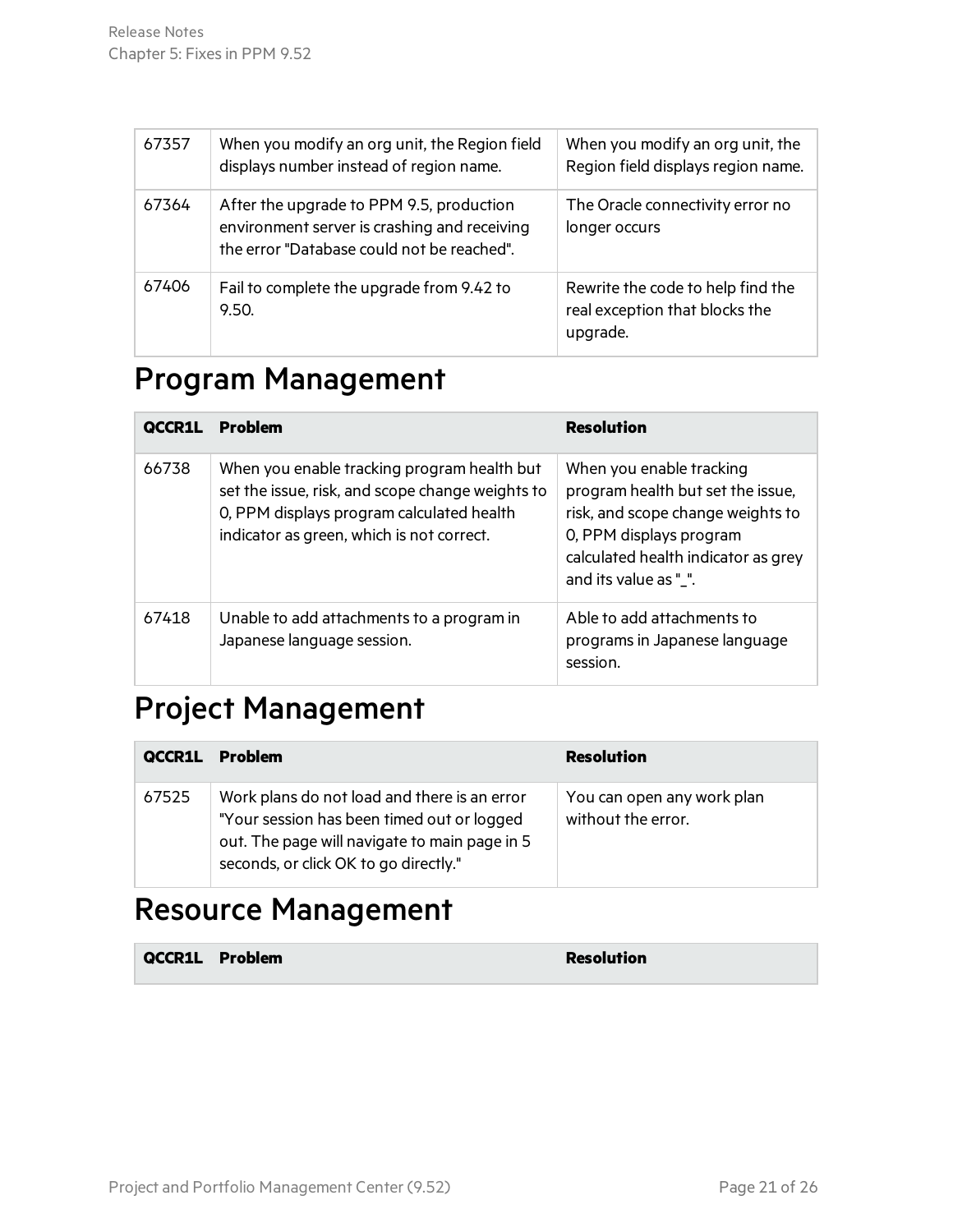| | | |
|---|---|---|
| 67357 | When you modify an org unit, the Region field displays number instead of region name. | When you modify an org unit, the Region field displays region name. |
| 67364 | After the upgrade to PPM 9.5, production environment server is crashing and receiving the error "Database could not be reached". | The Oracle connectivity error no longer occurs |
| 67406 | Fail to complete the upgrade from 9.42 to 9.50. | Rewrite the code to help find the real exception that blocks the upgrade. |

# Program Management

| QCCR1L | Problem | Resolution |
|---|---|---|
| 66738 | When you enable tracking program health but set the issue, risk, and scope change weights to 0, PPM displays program calculated health indicator as green, which is not correct. | When you enable tracking program health but set the issue, risk, and scope change weights to 0, PPM displays program calculated health indicator as grey and its value as "_". |
| 67418 | Unable to add attachments to a program in Japanese language session. | Able to add attachments to programs in Japanese language session. |

# Project Management

| QCCR1L | Problem | Resolution |
|---|---|---|
| 67525 | Work plans do not load and there is an error "Your session has been timed out or logged out. The page will navigate to main page in 5 seconds, or click OK to go directly." | You can open any work plan without the error. |

# Resource Management

| QCCR1L | Problem | Resolution |
|---|---|---|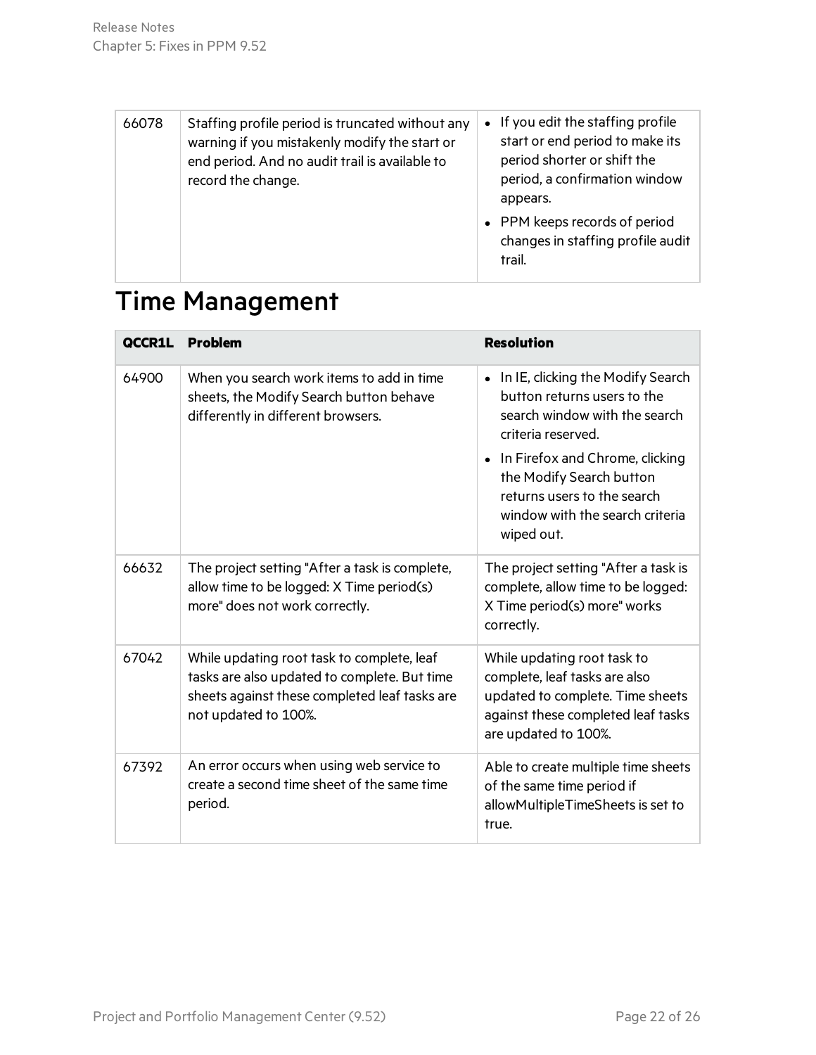| | | |
|---|---|---|
| 66078 | Staffing profile period is truncated without any warning if you mistakenly modify the start or end period. And no audit trail is available to record the change. | • If you edit the staffing profile start or end period to make its period shorter or shift the period, a confirmation window appears.<br>• PPM keeps records of period changes in staffing profile audit trail. |

# Time Management

| QCCR1L | Problem | Resolution |
|---|---|---|
| 64900 | When you search work items to add in time sheets, the Modify Search button behave differently in different browsers. | • In IE, clicking the Modify Search button returns users to the search window with the search criteria reserved.<br>• In Firefox and Chrome, clicking the Modify Search button returns users to the search window with the search criteria wiped out. |
| 66632 | The project setting "After a task is complete, allow time to be logged: X Time period(s) more" does not work correctly. | The project setting "After a task is complete, allow time to be logged: X Time period(s) more" works correctly. |
| 67042 | While updating root task to complete, leaf tasks are also updated to complete. But time sheets against these completed leaf tasks are not updated to 100%. | While updating root task to complete, leaf tasks are also updated to complete. Time sheets against these completed leaf tasks are updated to 100%. |
| 67392 | An error occurs when using web service to create a second time sheet of the same time period. | Able to create multiple time sheets of the same time period if allowMultipleTimeSheets is set to true. |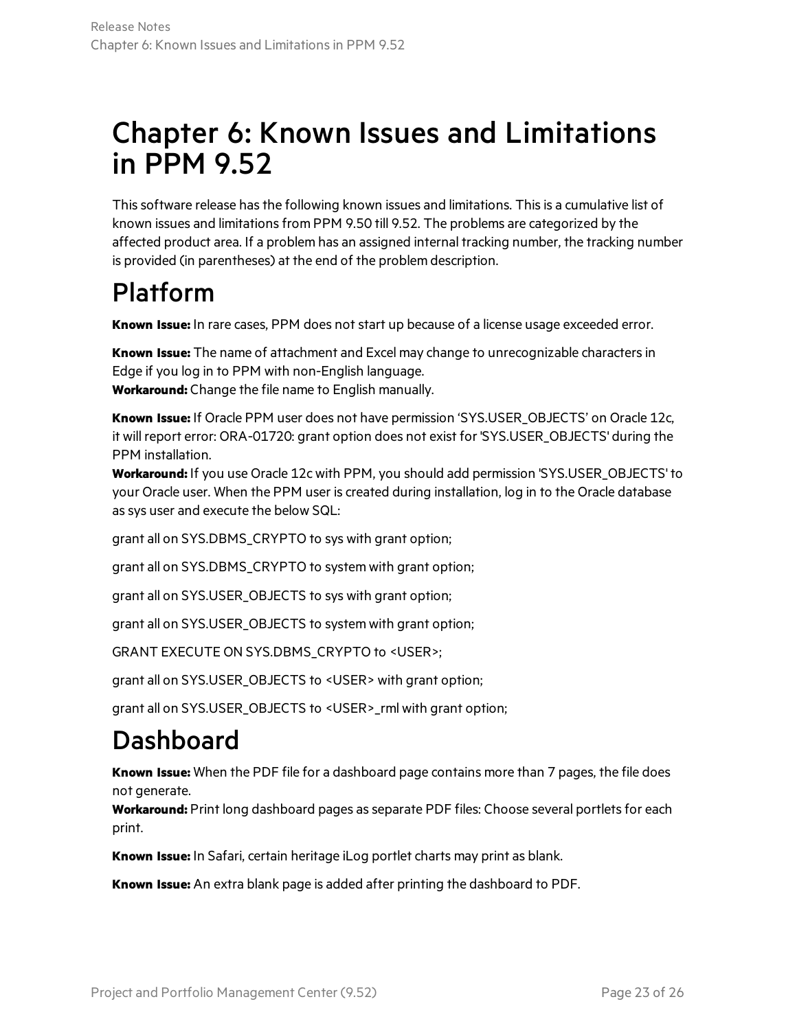# Chapter 6: Known Issues and Limitations in PPM 9.52

This software release has the following known issues and limitations. This is a cumulative list of known issues and limitations from PPM 9.50 till 9.52. The problems are categorized by the affected product area. If a problem has an assigned internal tracking number, the tracking number is provided (in parentheses) at the end of the problem description.

## Platform

**Known Issue:** In rare cases, PPM does not start up because of a license usage exceeded error.

**Known Issue:** The name of attachment and Excel may change to unrecognizable characters in Edge if you log in to PPM with non-English language.
**Workaround:** Change the file name to English manually.

**Known Issue:** If Oracle PPM user does not have permission 'SYS.USER_OBJECTS' on Oracle 12c, it will report error: ORA-01720: grant option does not exist for 'SYS.USER_OBJECTS' during the PPM installation.
**Workaround:** If you use Oracle 12c with PPM, you should add permission 'SYS.USER_OBJECTS' to your Oracle user. When the PPM user is created during installation, log in to the Oracle database as sys user and execute the below SQL:

grant all on SYS.DBMS_CRYPTO to sys with grant option;

grant all on SYS.DBMS_CRYPTO to system with grant option;

grant all on SYS.USER_OBJECTS to sys with grant option;

grant all on SYS.USER_OBJECTS to system with grant option;

GRANT EXECUTE ON SYS.DBMS_CRYPTO to <USER>;

grant all on SYS.USER_OBJECTS to <USER> with grant option;

grant all on SYS.USER_OBJECTS to <USER>_rml with grant option;

## Dashboard

**Known Issue:** When the PDF file for a dashboard page contains more than 7 pages, the file does not generate.
**Workaround:** Print long dashboard pages as separate PDF files: Choose several portlets for each print.

**Known Issue:** In Safari, certain heritage iLog portlet charts may print as blank.

**Known Issue:** An extra blank page is added after printing the dashboard to PDF.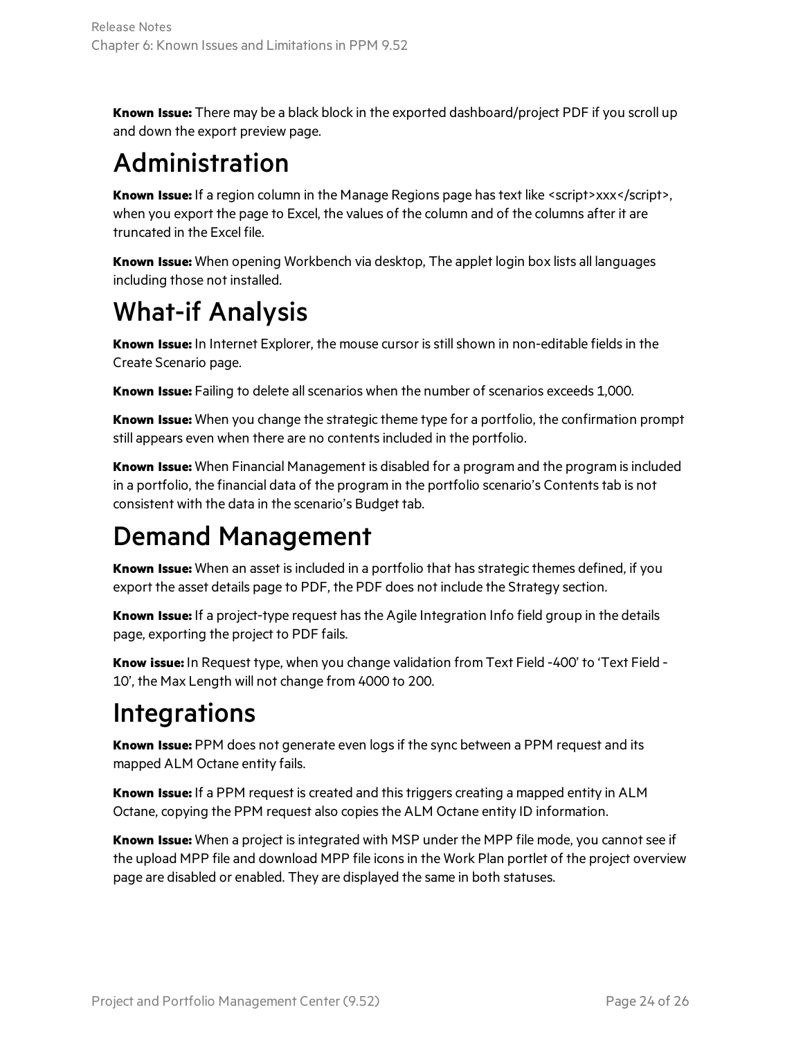**Known Issue:** There may be a black block in the exported dashboard/project PDF if you scroll up and down the export preview page.

# Administration

**Known Issue:** If a region column in the Manage Regions page has text like <script>xxx</script>, when you export the page to Excel, the values of the column and of the columns after it are truncated in the Excel file.

**Known Issue:** When opening Workbench via desktop, The applet login box lists all languages including those not installed.

# What-if Analysis

**Known Issue:** In Internet Explorer, the mouse cursor is still shown in non-editable fields in the Create Scenario page.

**Known Issue:** Failing to delete all scenarios when the number of scenarios exceeds 1,000.

**Known Issue:** When you change the strategic theme type for a portfolio, the confirmation prompt still appears even when there are no contents included in the portfolio.

**Known Issue:** When Financial Management is disabled for a program and the program is included in a portfolio, the financial data of the program in the portfolio scenario's Contents tab is not consistent with the data in the scenario's Budget tab.

# Demand Management

**Known Issue:** When an asset is included in a portfolio that has strategic themes defined, if you export the asset details page to PDF, the PDF does not include the Strategy section.

**Known Issue:** If a project-type request has the Agile Integration Info field group in the details page, exporting the project to PDF fails.

**Know issue:** In Request type, when you change validation from Text Field -400' to 'Text Field - 10', the Max Length will not change from 4000 to 200.

# Integrations

**Known Issue:** PPM does not generate even logs if the sync between a PPM request and its mapped ALM Octane entity fails.

**Known Issue:** If a PPM request is created and this triggers creating a mapped entity in ALM Octane, copying the PPM request also copies the ALM Octane entity ID information.

**Known Issue:** When a project is integrated with MSP under the MPP file mode, you cannot see if the upload MPP file and download MPP file icons in the Work Plan portlet of the project overview page are disabled or enabled. They are displayed the same in both statuses.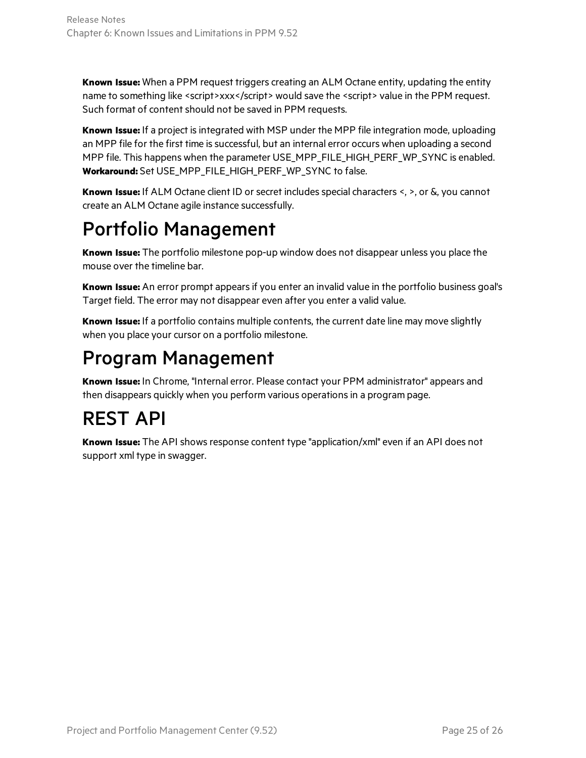**Known Issue:** When a PPM request triggers creating an ALM Octane entity, updating the entity name to something like <script>xxx</script> would save the <script> value in the PPM request. Such format of content should not be saved in PPM requests.

**Known Issue:** If a project is integrated with MSP under the MPP file integration mode, uploading an MPP file for the first time is successful, but an internal error occurs when uploading a second MPP file. This happens when the parameter USE_MPP_FILE_HIGH_PERF_WP_SYNC is enabled.
**Workaround:** Set USE_MPP_FILE_HIGH_PERF_WP_SYNC to false.

**Known Issue:** If ALM Octane client ID or secret includes special characters <, >, or &, you cannot create an ALM Octane agile instance successfully.

# Portfolio Management

**Known Issue:** The portfolio milestone pop-up window does not disappear unless you place the mouse over the timeline bar.

**Known Issue:** An error prompt appears if you enter an invalid value in the portfolio business goal's Target field. The error may not disappear even after you enter a valid value.

**Known Issue:** If a portfolio contains multiple contents, the current date line may move slightly when you place your cursor on a portfolio milestone.

# Program Management

**Known Issue:** In Chrome, "Internal error. Please contact your PPM administrator" appears and then disappears quickly when you perform various operations in a program page.

# REST API

**Known Issue:** The API shows response content type "application/xml" even if an API does not support xml type in swagger.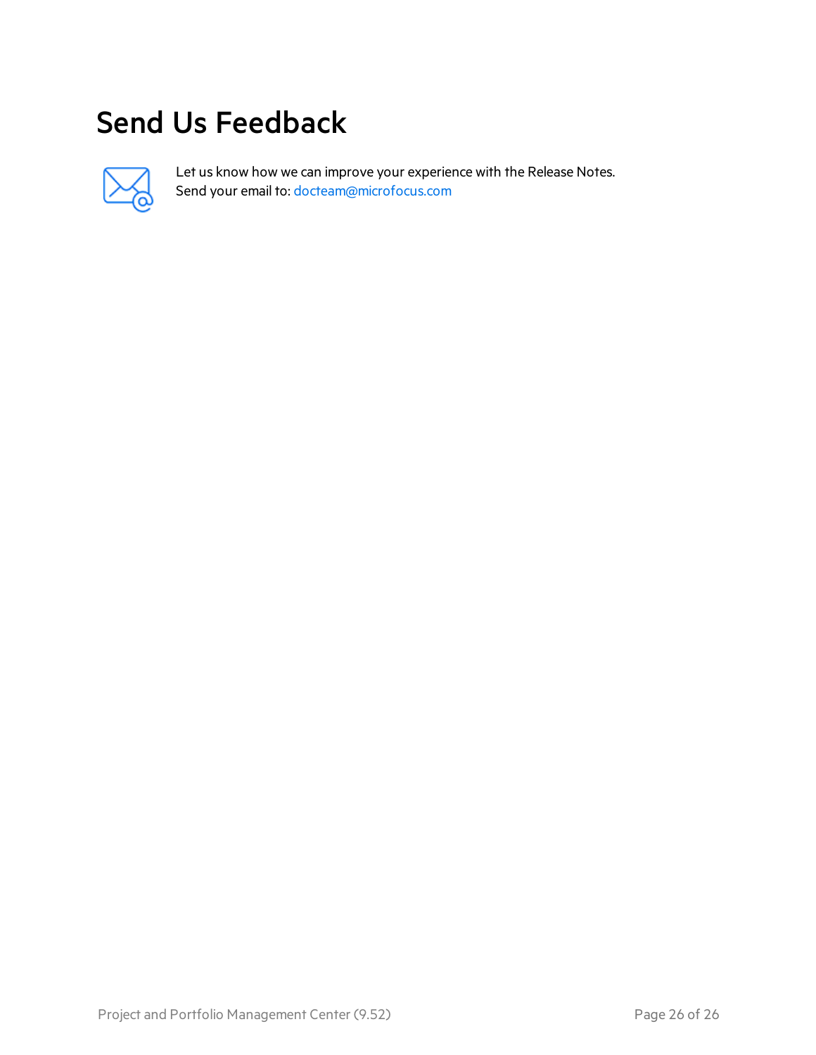# Send Us Feedback

Let us know how we can improve your experience with the Release Notes.
Send your email to: docteam@microfocus.com